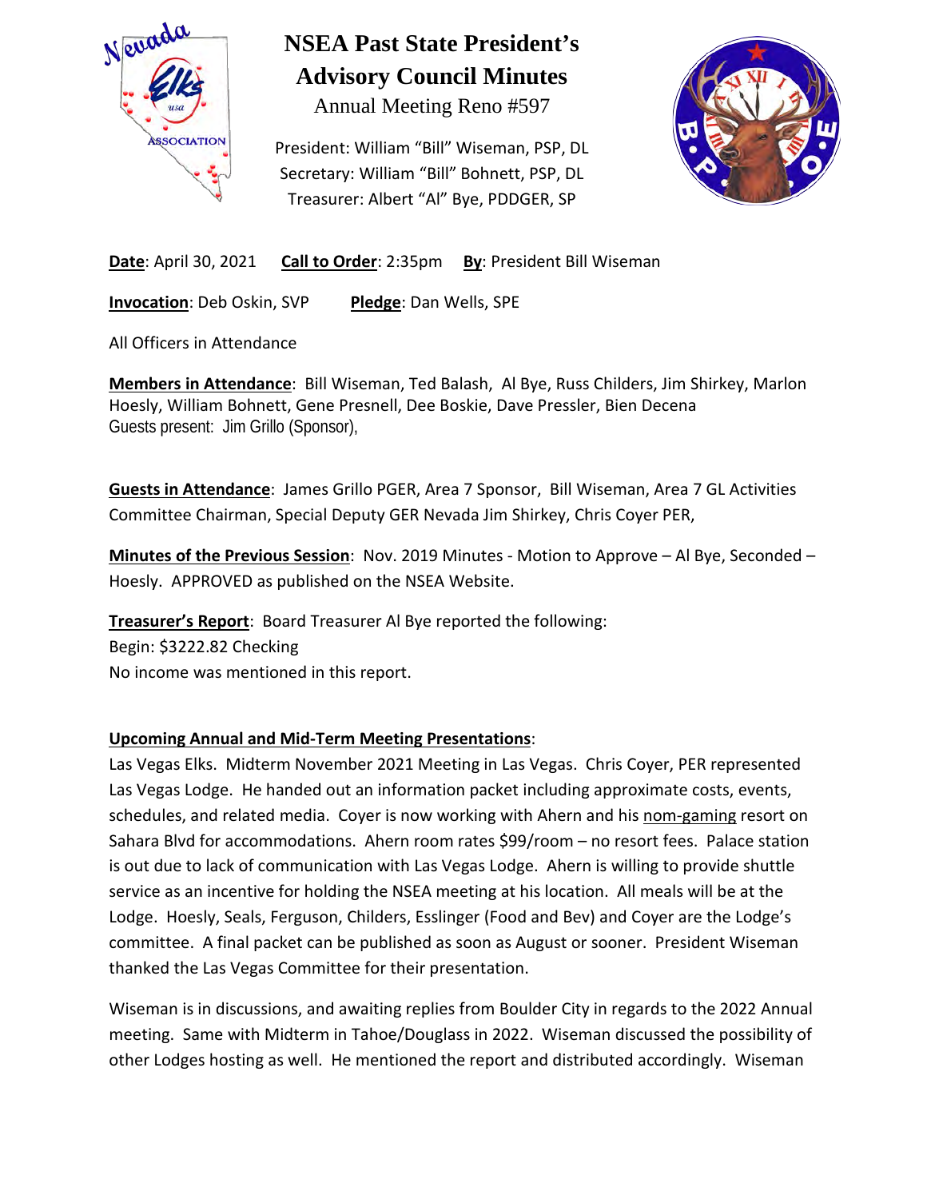# NSEA Past State President's Advisory Council Minutes

Annual Meeting Reno #597

President: William "Bill" Wiseman, PSP, DL
Secretary: William "Bill" Bohnett, PSP, DL
Treasurer: Albert "Al" Bye, PDDGER, SP

**Date**: April 30, 2021 **Call to Order**: 2:35pm **By**: President Bill Wiseman

**Invocation**: Deb Oskin, SVP **Pledge**: Dan Wells, SPE

All Officers in Attendance

**Members in Attendance**: Bill Wiseman, Ted Balash, Al Bye, Russ Childers, Jim Shirkey, Marlon Hoesly, William Bohnett, Gene Presnell, Dee Boskie, Dave Pressler, Bien Decena
Guests present: Jim Grillo (Sponsor),

**Guests in Attendance**: James Grillo PGER, Area 7 Sponsor, Bill Wiseman, Area 7 GL Activities Committee Chairman, Special Deputy GER Nevada Jim Shirkey, Chris Coyer PER,

**Minutes of the Previous Session**: Nov. 2019 Minutes - Motion to Approve – Al Bye, Seconded – Hoesly. APPROVED as published on the NSEA Website.

**Treasurer's Report**: Board Treasurer Al Bye reported the following:
Begin: $3222.82 Checking
No income was mentioned in this report.

**Upcoming Annual and Mid-Term Meeting Presentations**:
Las Vegas Elks. Midterm November 2021 Meeting in Las Vegas. Chris Coyer, PER represented Las Vegas Lodge. He handed out an information packet including approximate costs, events, schedules, and related media. Coyer is now working with Ahern and his nom-gaming resort on Sahara Blvd for accommodations. Ahern room rates $99/room – no resort fees. Palace station is out due to lack of communication with Las Vegas Lodge. Ahern is willing to provide shuttle service as an incentive for holding the NSEA meeting at his location. All meals will be at the Lodge. Hoesly, Seals, Ferguson, Childers, Esslinger (Food and Bev) and Coyer are the Lodge's committee. A final packet can be published as soon as August or sooner. President Wiseman thanked the Las Vegas Committee for their presentation.

Wiseman is in discussions, and awaiting replies from Boulder City in regards to the 2022 Annual meeting. Same with Midterm in Tahoe/Douglass in 2022. Wiseman discussed the possibility of other Lodges hosting as well. He mentioned the report and distributed accordingly. Wiseman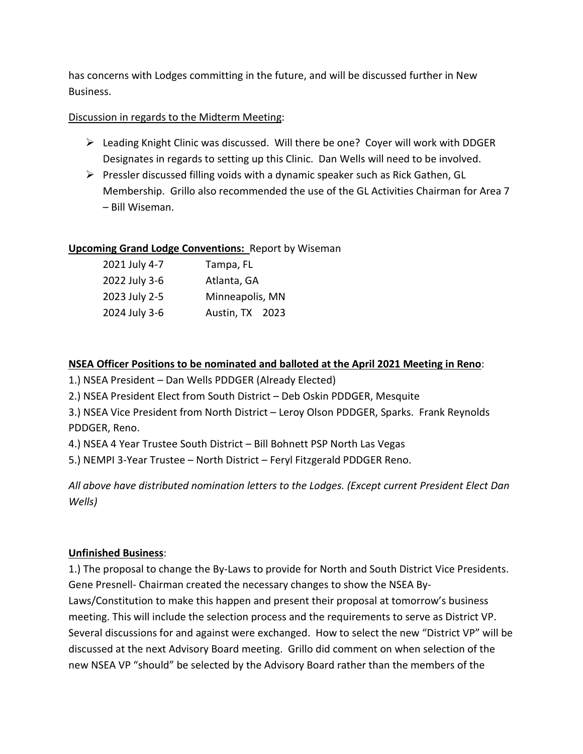has concerns with Lodges committing in the future, and will be discussed further in New Business.

Discussion in regards to the Midterm Meeting:

- Leading Knight Clinic was discussed. Will there be one? Coyer will work with DDGER Designates in regards to setting up this Clinic. Dan Wells will need to be involved.
- Pressler discussed filling voids with a dynamic speaker such as Rick Gathen, GL Membership. Grillo also recommended the use of the GL Activities Chairman for Area 7 – Bill Wiseman.

**Upcoming Grand Lodge Conventions:** Report by Wiseman

| | |
|---|---|
| 2021 July 4-7 | Tampa, FL |
| 2022 July 3-6 | Atlanta, GA |
| 2023 July 2-5 | Minneapolis, MN |
| 2024 July 3-6 | Austin, TX 2023 |

**NSEA Officer Positions to be nominated and balloted at the April 2021 Meeting in Reno**:

1.) NSEA President – Dan Wells PDDGER (Already Elected)
2.) NSEA President Elect from South District – Deb Oskin PDDGER, Mesquite
3.) NSEA Vice President from North District – Leroy Olson PDDGER, Sparks. Frank Reynolds PDDGER, Reno.
4.) NSEA 4 Year Trustee South District – Bill Bohnett PSP North Las Vegas
5.) NEMPI 3-Year Trustee – North District – Feryl Fitzgerald PDDGER Reno.

*All above have distributed nomination letters to the Lodges. (Except current President Elect Dan Wells)*

**Unfinished Business**:

1.) The proposal to change the By-Laws to provide for North and South District Vice Presidents. Gene Presnell- Chairman created the necessary changes to show the NSEA By-Laws/Constitution to make this happen and present their proposal at tomorrow's business meeting. This will include the selection process and the requirements to serve as District VP. Several discussions for and against were exchanged. How to select the new "District VP" will be discussed at the next Advisory Board meeting. Grillo did comment on when selection of the new NSEA VP "should" be selected by the Advisory Board rather than the members of the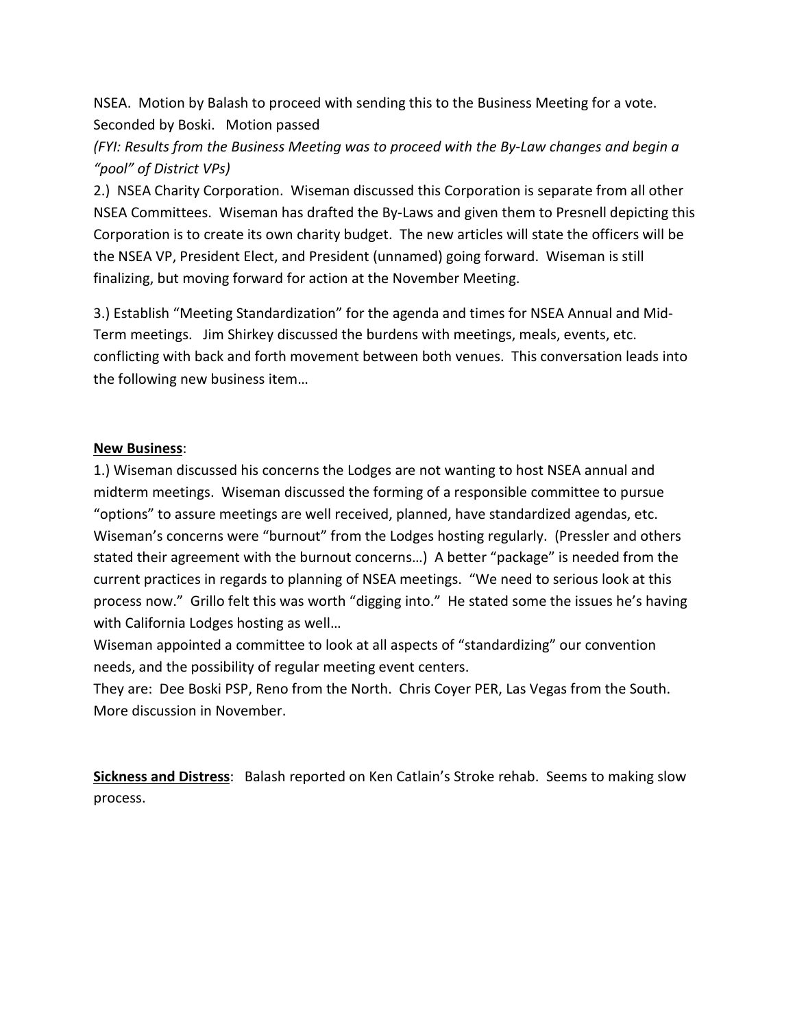NSEA. Motion by Balash to proceed with sending this to the Business Meeting for a vote. Seconded by Boski. Motion passed

*(FYI: Results from the Business Meeting was to proceed with the By-Law changes and begin a "pool" of District VPs)*

2.) NSEA Charity Corporation. Wiseman discussed this Corporation is separate from all other NSEA Committees. Wiseman has drafted the By-Laws and given them to Presnell depicting this Corporation is to create its own charity budget. The new articles will state the officers will be the NSEA VP, President Elect, and President (unnamed) going forward. Wiseman is still finalizing, but moving forward for action at the November Meeting.

3.) Establish "Meeting Standardization" for the agenda and times for NSEA Annual and Mid-Term meetings. Jim Shirkey discussed the burdens with meetings, meals, events, etc. conflicting with back and forth movement between both venues. This conversation leads into the following new business item…

**New Business**:

1.) Wiseman discussed his concerns the Lodges are not wanting to host NSEA annual and midterm meetings. Wiseman discussed the forming of a responsible committee to pursue "options" to assure meetings are well received, planned, have standardized agendas, etc. Wiseman's concerns were "burnout" from the Lodges hosting regularly. (Pressler and others stated their agreement with the burnout concerns…) A better "package" is needed from the current practices in regards to planning of NSEA meetings. "We need to serious look at this process now." Grillo felt this was worth "digging into." He stated some the issues he's having with California Lodges hosting as well…

Wiseman appointed a committee to look at all aspects of "standardizing" our convention needs, and the possibility of regular meeting event centers.

They are: Dee Boski PSP, Reno from the North. Chris Coyer PER, Las Vegas from the South. More discussion in November.

**Sickness and Distress**: Balash reported on Ken Catlain's Stroke rehab. Seems to making slow process.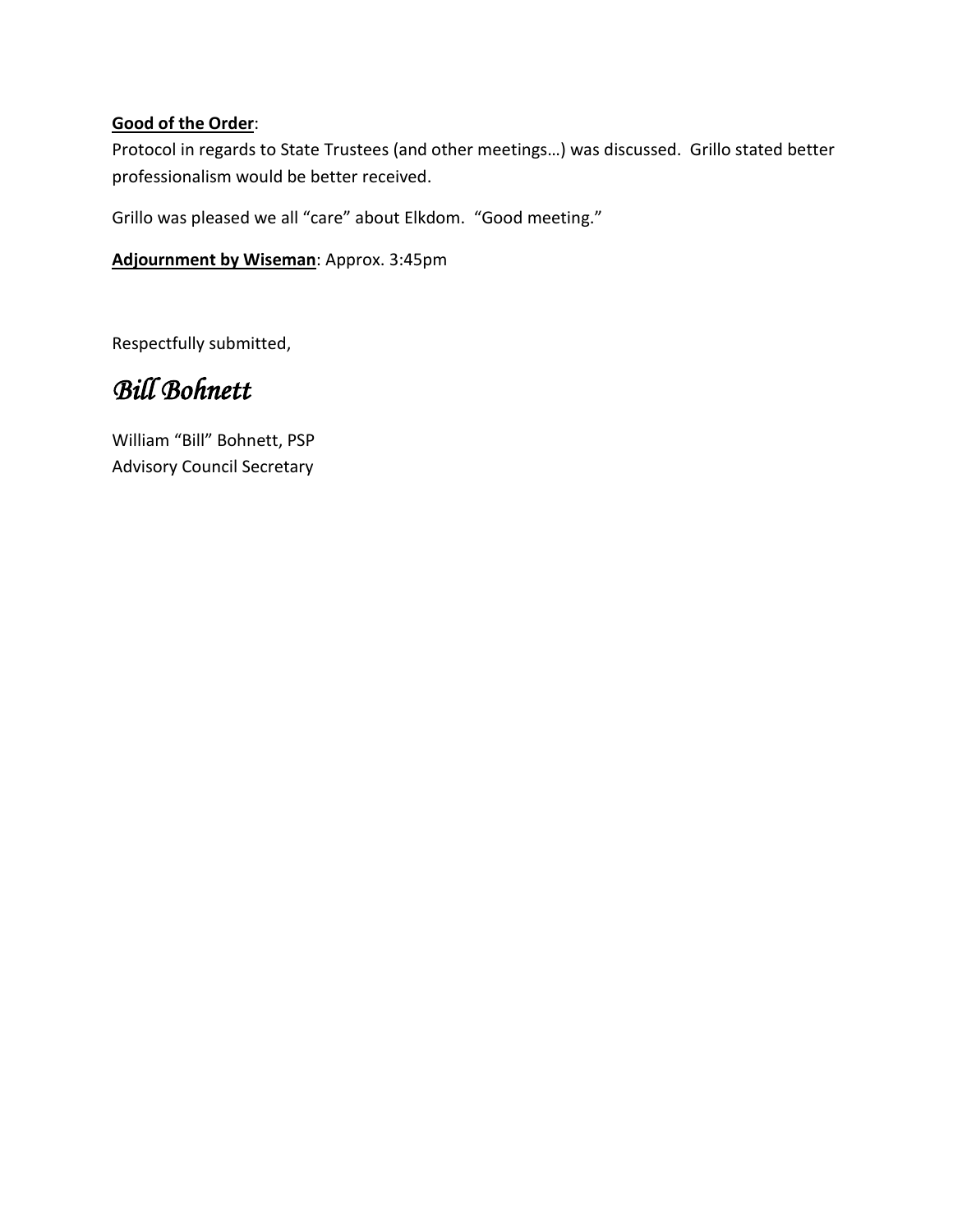**<u>Good of the Order</u>**:

Protocol in regards to State Trustees (and other meetings…) was discussed. Grillo stated better professionalism would be better received.

Grillo was pleased we all "care" about Elkdom. "Good meeting."

**<u>Adjournment by Wiseman</u>**: Approx. 3:45pm

Respectfully submitted,

*Bill Bohnett*

William "Bill" Bohnett, PSP
Advisory Council Secretary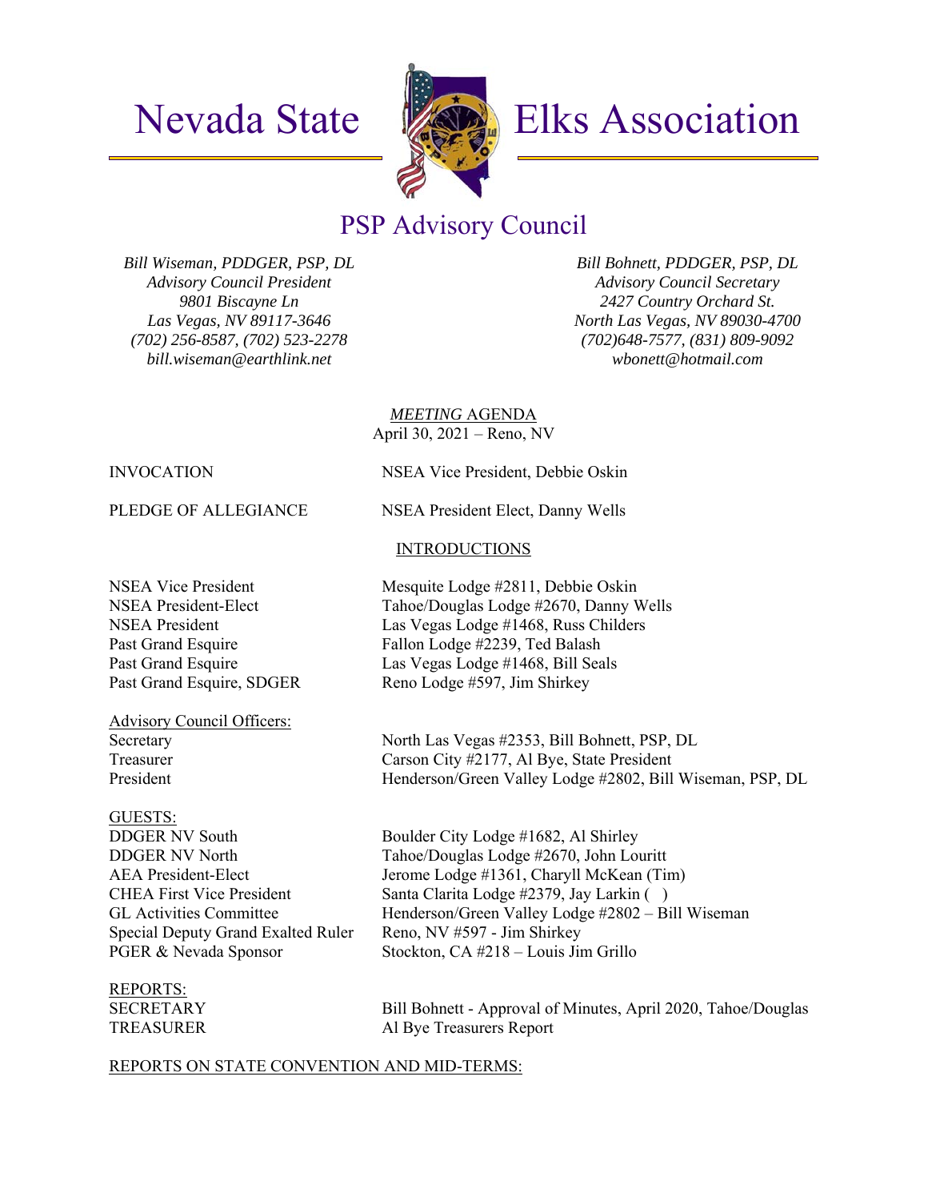# Nevada State Elks Association

## PSP Advisory Council

*Bill Wiseman, PDDGER, PSP, DL*
*Advisory Council President*
*9801 Biscayne Ln*
*Las Vegas, NV 89117-3646*
*(702) 256-8587, (702) 523-2278*
*bill.wiseman@earthlink.net*

*Bill Bohnett, PDDGER, PSP, DL*
*Advisory Council Secretary*
*2427 Country Orchard St.*
*North Las Vegas, NV 89030-4700*
*(702)648-7577, (831) 809-9092*
*wbonett@hotmail.com*

*MEETING* AGENDA
April 30, 2021 – Reno, NV

INVOCATION — NSEA Vice President, Debbie Oskin

PLEDGE OF ALLEGIANCE — NSEA President Elect, Danny Wells

INTRODUCTIONS

| | |
|---|---|
| NSEA Vice President | Mesquite Lodge #2811, Debbie Oskin |
| NSEA President-Elect | Tahoe/Douglas Lodge #2670, Danny Wells |
| NSEA President | Las Vegas Lodge #1468, Russ Childers |
| Past Grand Esquire | Fallon Lodge #2239, Ted Balash |
| Past Grand Esquire | Las Vegas Lodge #1468, Bill Seals |
| Past Grand Esquire, SDGER | Reno Lodge #597, Jim Shirkey |

Advisory Council Officers:

| | |
|---|---|
| Secretary | North Las Vegas #2353, Bill Bohnett, PSP, DL |
| Treasurer | Carson City #2177, Al Bye, State President |
| President | Henderson/Green Valley Lodge #2802, Bill Wiseman, PSP, DL |

GUESTS:

| | |
|---|---|
| DDGER NV South | Boulder City Lodge #1682, Al Shirley |
| DDGER NV North | Tahoe/Douglas Lodge #2670, John Louritt |
| AEA President-Elect | Jerome Lodge #1361, Charyll McKean (Tim) |
| CHEA First Vice President | Santa Clarita Lodge #2379, Jay Larkin ( ) |
| GL Activities Committee | Henderson/Green Valley Lodge #2802 – Bill Wiseman |
| Special Deputy Grand Exalted Ruler | Reno, NV #597 - Jim Shirkey |
| PGER & Nevada Sponsor | Stockton, CA #218 – Louis Jim Grillo |

REPORTS:

| | |
|---|---|
| SECRETARY | Bill Bohnett - Approval of Minutes, April 2020, Tahoe/Douglas |
| TREASURER | Al Bye Treasurers Report |

REPORTS ON STATE CONVENTION AND MID-TERMS: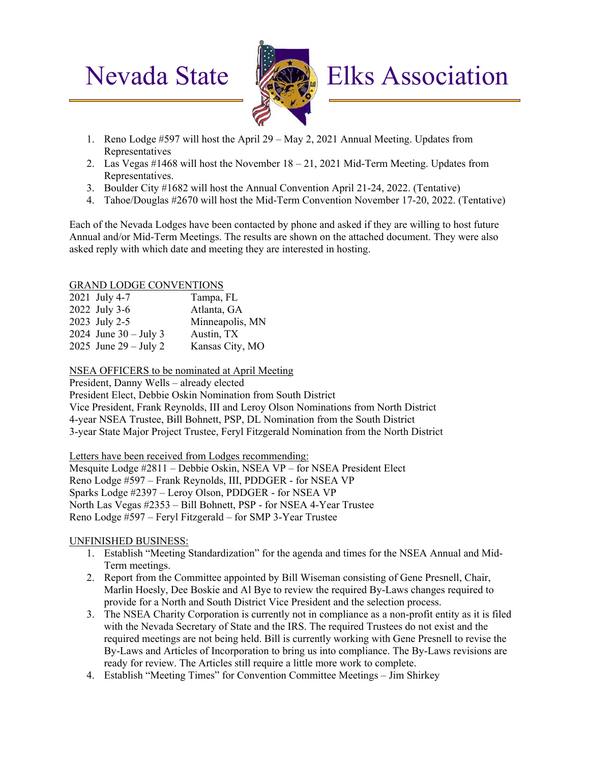# Nevada State Elks Association

1. Reno Lodge #597 will host the April 29 – May 2, 2021 Annual Meeting. Updates from Representatives
2. Las Vegas #1468 will host the November 18 – 21, 2021 Mid-Term Meeting. Updates from Representatives.
3. Boulder City #1682 will host the Annual Convention April 21-24, 2022. (Tentative)
4. Tahoe/Douglas #2670 will host the Mid-Term Convention November 17-20, 2022. (Tentative)

Each of the Nevada Lodges have been contacted by phone and asked if they are willing to host future Annual and/or Mid-Term Meetings. The results are shown on the attached document. They were also asked reply with which date and meeting they are interested in hosting.

GRAND LODGE CONVENTIONS

| | |
|---|---|
| 2021 July 4-7 | Tampa, FL |
| 2022 July 3-6 | Atlanta, GA |
| 2023 July 2-5 | Minneapolis, MN |
| 2024 June 30 – July 3 | Austin, TX |
| 2025 June 29 – July 2 | Kansas City, MO |

NSEA OFFICERS to be nominated at April Meeting

President, Danny Wells – already elected
President Elect, Debbie Oskin Nomination from South District
Vice President, Frank Reynolds, III and Leroy Olson Nominations from North District
4-year NSEA Trustee, Bill Bohnett, PSP, DL Nomination from the South District
3-year State Major Project Trustee, Feryl Fitzgerald Nomination from the North District

Letters have been received from Lodges recommending:

Mesquite Lodge #2811 – Debbie Oskin, NSEA VP – for NSEA President Elect
Reno Lodge #597 – Frank Reynolds, III, PDDGER - for NSEA VP
Sparks Lodge #2397 – Leroy Olson, PDDGER - for NSEA VP
North Las Vegas #2353 – Bill Bohnett, PSP - for NSEA 4-Year Trustee
Reno Lodge #597 – Feryl Fitzgerald – for SMP 3-Year Trustee

UNFINISHED BUSINESS:

1. Establish "Meeting Standardization" for the agenda and times for the NSEA Annual and Mid-Term meetings.
2. Report from the Committee appointed by Bill Wiseman consisting of Gene Presnell, Chair, Marlin Hoesly, Dee Boskie and Al Bye to review the required By-Laws changes required to provide for a North and South District Vice President and the selection process.
3. The NSEA Charity Corporation is currently not in compliance as a non-profit entity as it is filed with the Nevada Secretary of State and the IRS. The required Trustees do not exist and the required meetings are not being held. Bill is currently working with Gene Presnell to revise the By-Laws and Articles of Incorporation to bring us into compliance. The By-Laws revisions are ready for review. The Articles still require a little more work to complete.
4. Establish "Meeting Times" for Convention Committee Meetings – Jim Shirkey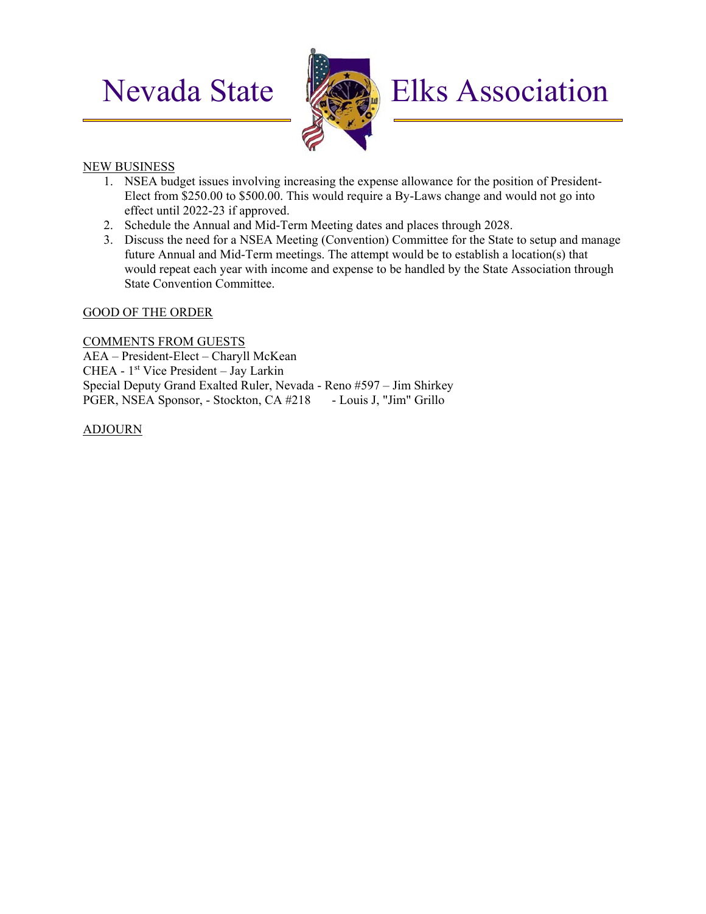NEW BUSINESS

1. NSEA budget issues involving increasing the expense allowance for the position of President-Elect from $250.00 to $500.00. This would require a By-Laws change and would not go into effect until 2022-23 if approved.
2. Schedule the Annual and Mid-Term Meeting dates and places through 2028.
3. Discuss the need for a NSEA Meeting (Convention) Committee for the State to setup and manage future Annual and Mid-Term meetings. The attempt would be to establish a location(s) that would repeat each year with income and expense to be handled by the State Association through State Convention Committee.

GOOD OF THE ORDER

COMMENTS FROM GUESTS

AEA – President-Elect – Charyll McKean
CHEA - 1st Vice President – Jay Larkin
Special Deputy Grand Exalted Ruler, Nevada - Reno #597 – Jim Shirkey
PGER, NSEA Sponsor, - Stockton, CA #218 - Louis J, "Jim" Grillo

ADJOURN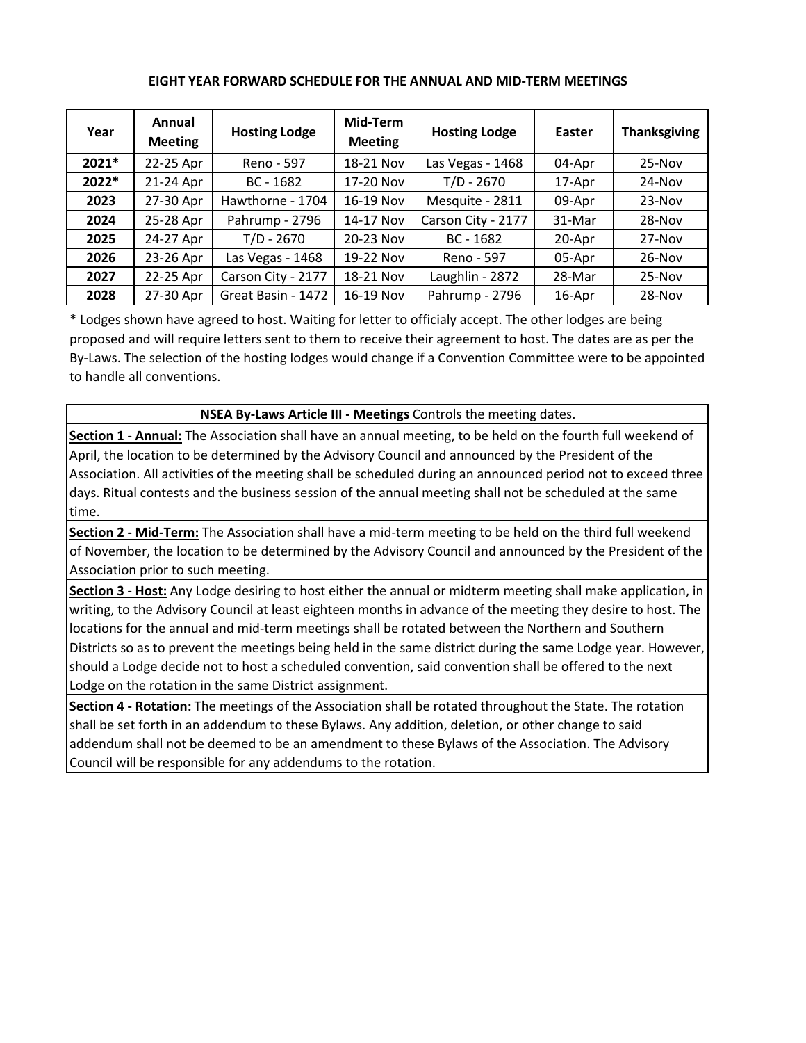## EIGHT YEAR FORWARD SCHEDULE FOR THE ANNUAL AND MID-TERM MEETINGS

| Year | Annual Meeting | Hosting Lodge | Mid-Term Meeting | Hosting Lodge | Easter | Thanksgiving |
|---|---|---|---|---|---|---|
| 2021* | 22-25 Apr | Reno - 597 | 18-21 Nov | Las Vegas - 1468 | 04-Apr | 25-Nov |
| 2022* | 21-24 Apr | BC - 1682 | 17-20 Nov | T/D - 2670 | 17-Apr | 24-Nov |
| 2023 | 27-30 Apr | Hawthorne - 1704 | 16-19 Nov | Mesquite - 2811 | 09-Apr | 23-Nov |
| 2024 | 25-28 Apr | Pahrump - 2796 | 14-17 Nov | Carson City - 2177 | 31-Mar | 28-Nov |
| 2025 | 24-27 Apr | T/D - 2670 | 20-23 Nov | BC - 1682 | 20-Apr | 27-Nov |
| 2026 | 23-26 Apr | Las Vegas - 1468 | 19-22 Nov | Reno - 597 | 05-Apr | 26-Nov |
| 2027 | 22-25 Apr | Carson City - 2177 | 18-21 Nov | Laughlin - 2872 | 28-Mar | 25-Nov |
| 2028 | 27-30 Apr | Great Basin - 1472 | 16-19 Nov | Pahrump - 2796 | 16-Apr | 28-Nov |

* Lodges shown have agreed to host. Waiting for letter to officialy accept. The other lodges are being proposed and will require letters sent to them to receive their agreement to host. The dates are as per the By-Laws. The selection of the hosting lodges would change if a Convention Committee were to be appointed to handle all conventions.

**NSEA By-Laws Article III - Meetings** Controls the meeting dates.

**Section 1 - Annual:** The Association shall have an annual meeting, to be held on the fourth full weekend of April, the location to be determined by the Advisory Council and announced by the President of the Association. All activities of the meeting shall be scheduled during an announced period not to exceed three days. Ritual contests and the business session of the annual meeting shall not be scheduled at the same time.

**Section 2 - Mid-Term:** The Association shall have a mid-term meeting to be held on the third full weekend of November, the location to be determined by the Advisory Council and announced by the President of the Association prior to such meeting.

**Section 3 - Host:** Any Lodge desiring to host either the annual or midterm meeting shall make application, in writing, to the Advisory Council at least eighteen months in advance of the meeting they desire to host. The locations for the annual and mid-term meetings shall be rotated between the Northern and Southern Districts so as to prevent the meetings being held in the same district during the same Lodge year. However, should a Lodge decide not to host a scheduled convention, said convention shall be offered to the next Lodge on the rotation in the same District assignment.

**Section 4 - Rotation:** The meetings of the Association shall be rotated throughout the State. The rotation shall be set forth in an addendum to these Bylaws. Any addition, deletion, or other change to said addendum shall not be deemed to be an amendment to these Bylaws of the Association. The Advisory Council will be responsible for any addendums to the rotation.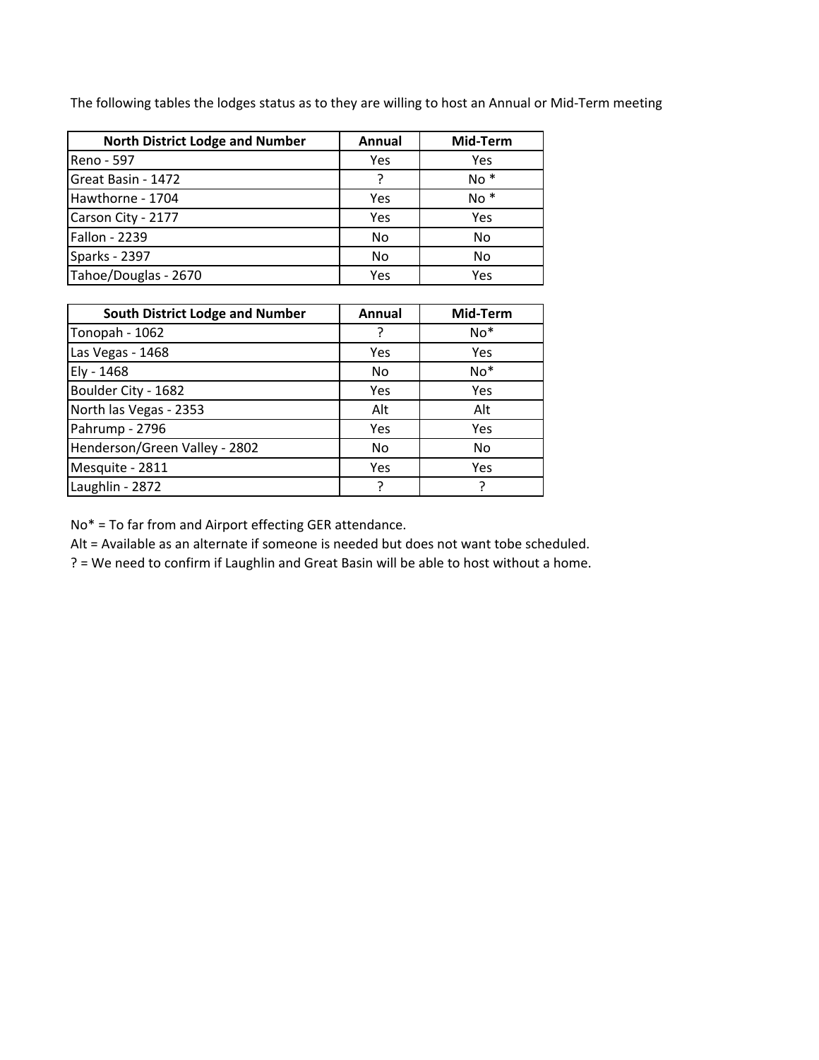The following tables the lodges status as to they are willing to host an Annual or Mid-Term meeting

| North District Lodge and Number | Annual | Mid-Term |
|---|---|---|
| Reno - 597 | Yes | Yes |
| Great Basin - 1472 | ? | No * |
| Hawthorne - 1704 | Yes | No * |
| Carson City - 2177 | Yes | Yes |
| Fallon - 2239 | No | No |
| Sparks - 2397 | No | No |
| Tahoe/Douglas - 2670 | Yes | Yes |

| South District Lodge and Number | Annual | Mid-Term |
|---|---|---|
| Tonopah - 1062 | ? | No* |
| Las Vegas - 1468 | Yes | Yes |
| Ely - 1468 | No | No* |
| Boulder City - 1682 | Yes | Yes |
| North las Vegas - 2353 | Alt | Alt |
| Pahrump - 2796 | Yes | Yes |
| Henderson/Green Valley - 2802 | No | No |
| Mesquite - 2811 | Yes | Yes |
| Laughlin - 2872 | ? | ? |

No* = To far from and Airport effecting GER attendance.

Alt = Available as an alternate if someone is needed but does not want tobe scheduled.

? = We need to confirm if Laughlin and Great Basin will be able to host without a home.